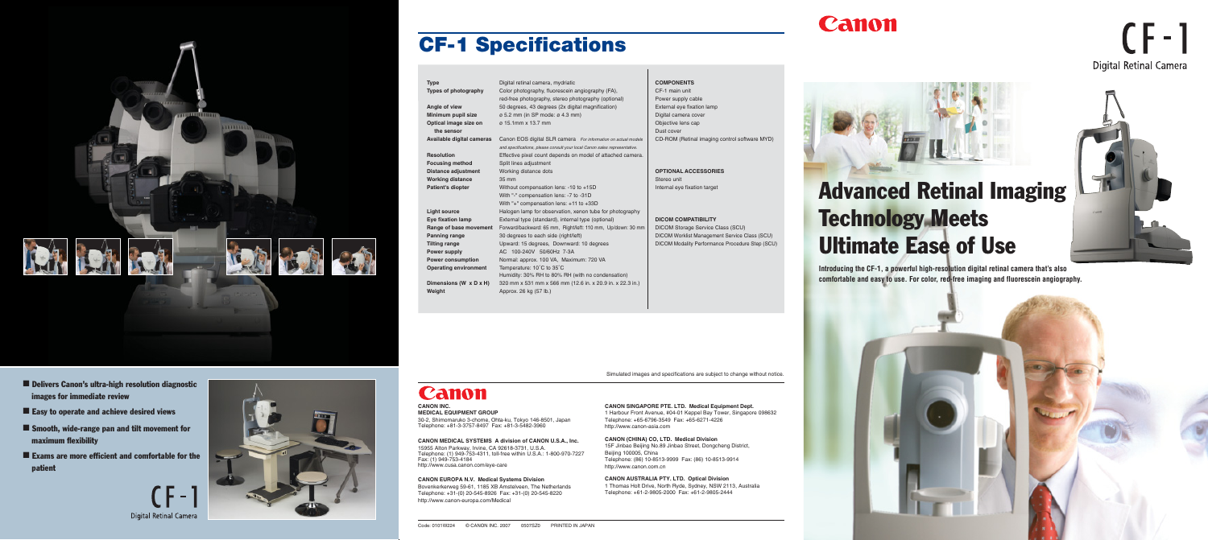- Delivers Canon's ultra-high resolution diagnostic images for immediate review
- Easy to operate and achieve desired views
- Smooth, wide-range pan and tilt movement for maximum flexibility
- Exams are more efficient and comfortable for the patient

CF-1
Digital Retinal Camera

# CF-1 Specifications

| | |
|---|---|
| **Type** | Digital retinal camera, mydriatic |
| **Types of photography** | Color photography, fluorescein angiography (FA), red-free photography, stereo photography (optional) |
| **Angle of view** | 50 degrees, 43 degrees (2x digital magnification) |
| **Minimum pupil size** | ø 5.2 mm (in SP mode: ø 4.3 mm) |
| **Optical image size on the sensor** | ø 15.1mm x 13.7 mm |
| **Available digital cameras** | Canon EOS digital SLR camera *For information on actual models and specifications, please consult your local Canon sales representative.* |
| **Resolution** | Effective pixel count depends on model of attached camera. |
| **Focusing method** | Split lines adjustment |
| **Distance adjustment** | Working distance dots |
| **Working distance** | 35 mm |
| **Patient's diopter** | Without compensation lens: -10 to +15D<br>With "-" compensation lens: -7 to -31D<br>With "+" compensation lens: +11 to +33D |
| **Light source** | Halogen lamp for observation, xenon tube for photography |
| **Eye fixation lamp** | External type (standard), internal type (optional) |
| **Range of base movement** | Forward/backward: 65 mm, Right/left: 110 mm, Up/down: 30 mm |
| **Panning range** | 30 degrees to each side (right/left) |
| **Tilting range** | Upward: 15 degrees, Downward: 10 degrees |
| **Power supply** | AC 100-240V 50/60Hz 7-3A |
| **Power consumption** | Normal: approx. 100 VA, Maximum: 720 VA |
| **Operating environment** | Temperature: 10˚C to 35˚C<br>Humidity: 30% RH to 80% RH (with no condensation) |
| **Dimensions (W x D x H)** | 320 mm x 531 mm x 566 mm (12.6 in. x 20.9 in. x 22.3 in.) |
| **Weight** | Approx. 26 kg (57 lb.) |

**COMPONENTS**
CF-1 main unit
Power supply cable
External eye fixation lamp
Digital camera cover
Objective lens cap
Dust cover
CD-ROM (Retinal imaging control software MYD)

**OPTIONAL ACCESSORIES**
Stereo unit
Internal eye fixation target

**DICOM COMPATIBILITY**
DICOM Storage Service Class (SCU)
DICOM Worklist Management Service Class (SCU)
DICOM Modality Performance Procedure Step (SCU)

Simulated images and specifications are subject to change without notice.

Canon

**CANON INC.**
**MEDICAL EQUIPMENT GROUP**
30-2, Shimomaruko 3-chome, Ohta-ku, Tokyo 146-8501, Japan
Telephone: +81-3-3757-8497 Fax: +81-3-5482-3960

**CANON MEDICAL SYSTEMS A division of CANON U.S.A., Inc.**
15955 Alton Parkway, Irvine, CA 92618-3731, U.S.A.
Telephone: (1) 949-753-4311, toll-free within U.S.A.: 1-800-970-7227
Fax: (1) 949-753-4184
http://www.cusa.canon.com/eye-care

**CANON EUROPA N.V. Medical Systems Division**
Bovenkerkerweg 59-61, 1185 XB Amstelveen, The Netherlands
Telephone: +31-(0) 20-545-8926 Fax: +31-(0) 20-545-8220
http://www.canon-europa.com/Medical

**CANON SINGAPORE PTE. LTD. Medical Equipment Dept.**
1 Harbour Front Avenue, #04-01 Keppel Bay Tower, Singapore 098632
Telephone: +65-6796-3549 Fax: +65-6271-4226
http://www.canon-asia.com

**CANON (CHINA) CO, LTD. Medical Division**
15F Jinbao Beijing No.89 Jinbao Street, Dongcheng District,
Beijing 100005, China
Telephone: (86) 10-8513-9999 Fax: (86) 10-8513-9914
http://www.canon.com.cn

**CANON AUSTRALIA PTY. LTD. Optical Division**
1 Thomas Holt Drive, North Ryde, Sydney, NSW 2113, Australia
Telephone: +61-2-9805-2000 Fax: +61-2-9805-2444

Code: 0101W224 © CANON INC. 2007 0507SZ0 PRINTED IN JAPAN

Canon

CF-1
Digital Retinal Camera

# Advanced Retinal Imaging Technology Meets Ultimate Ease of Use

**Introducing the CF-1, a powerful high-resolution digital retinal camera that's also comfortable and easy to use. For color, red-free imaging and fluorescein angiography.**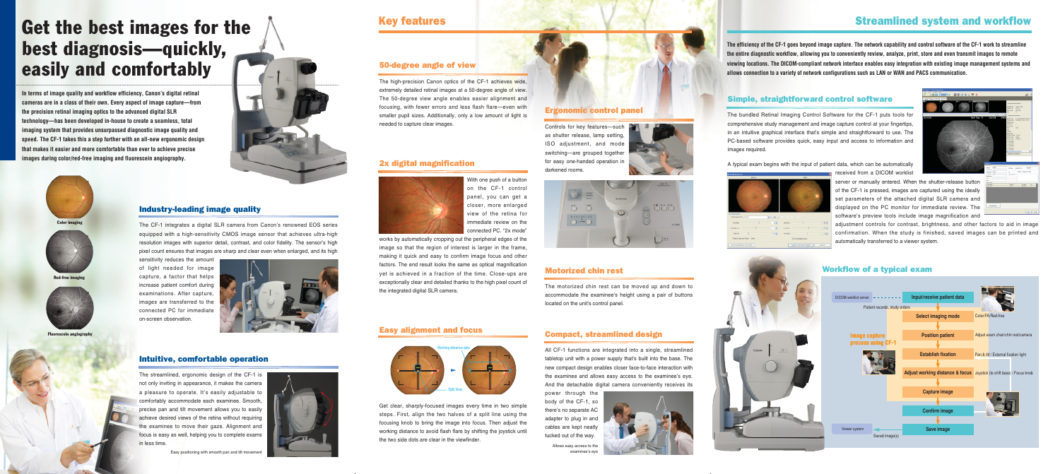# Get the best images for the best diagnosis—quickly, easily and comfortably

**In terms of image quality and workflow efficiency, Canon's digital retinal cameras are in a class of their own. Every aspect of image capture—from the precision retinal imaging optics to the advanced digital SLR technology—has been developed in-house to create a seamless, total imaging system that provides unsurpassed diagnostic image quality and speed. The CF-1 takes this a step further with an all-new ergonomic design that makes it easier and more comfortable than ever to achieve precise images during color/red-free imaging and fluorescein angiography.**

Color imaging

Red-free imaging

Fluorescein angiography

### Industry-leading image quality

The CF-1 integrates a digital SLR camera from Canon's renowned EOS series equipped with a high-sensitivity CMOS image sensor that achieves ultra-high resolution images with superior detail, contrast, and color fidelity. The sensor's high pixel count ensures that images are sharp and clear even when enlarged, and its high sensitivity reduces the amount of light needed for image capture, a factor that helps increase patient comfort during examinations. After capture, images are transferred to the connected PC for immediate on-screen observation.

### Intuitive, comfortable operation

The streamlined, ergonomic design of the CF-1 is not only inviting in appearance, it makes the camera a pleasure to operate. It's easily adjustable to comfortably accommodate each examinee. Smooth, precise pan and tilt movement allows you to easily achieve desired views of the retina without requiring the examinee to move their gaze. Alignment and focus is easy as well, helping you to complete exams in less time.

Easy positioning with smooth pan and tilt movement

## Key features

### 50-degree angle of view

The high-precision Canon optics of the CF-1 achieves wide, extremely detailed retinal images at a 50-degree angle of view. The 50-degree view angle enables easier alignment and focusing, with fewer errors and less flash flare—even with smaller pupil sizes. Additionally, only a low amount of light is needed to capture clear images.

### 2x digital magnification

With one push of a button on the CF-1 control panel, you can get a closer, more enlarged view of the retina for immediate review on the connected PC. "2x mode" works by automatically cropping out the peripheral edges of the image so that the region of interest is larger in the frame, making it quick and easy to confirm image focus and other factors. The end result looks the same as optical magnification yet is achieved in a fraction of the time. Close-ups are exceptionally clear and detailed thanks to the high pixel count of the integrated digital SLR camera.

### Easy alignment and focus

Working distance dots

Split lines

Get clear, sharply-focused images every time in two simple steps. First, align the two halves of a split line using the focusing knob to bring the image into focus. Then adjust the working distance to avoid flash flare by shifting the joystick until the two side dots are clear in the viewfinder.

### Ergonomic control panel

Controls for key features—such as shutter release, lamp setting, ISO adjustment, and mode switching—are grouped together for easy one-handed operation in darkened rooms.

### Motorized chin rest

The motorized chin rest can be moved up and down to accommodate the examinee's height using a pair of buttons located on the unit's control panel.

### Compact, streamlined design

All CF-1 functions are integrated into a single, streamlined tabletop unit with a power supply that's built into the base. The new compact design enables closer face-to-face interaction with the examinee and allows easy access to the examinee's eye. And the detachable digital camera conveniently receives its power through the body of the CF-1, so there's no separate AC adapter to plug in and cables are kept neatly tucked out of the way.

Allows easy access to the examinee's eye

## Streamlined system and workflow

**The efficiency of the CF-1 goes beyond image capture. The network capability and control software of the CF-1 work to streamline the entire diagnostic workflow, allowing you to conveniently review, analyze, print, store and even transmit images to remote viewing locations. The DICOM-compliant network interface enables easy integration with existing image management systems and allows connection to a variety of network configurations such as LAN or WAN and PACS communication.**

### Simple, straightforward control software

The bundled Retinal Imaging Control Software for the CF-1 puts tools for comprehensive study management and image capture control at your fingertips, in an intuitive graphical interface that's simple and straightforward to use. The PC-based software provides quick, easy input and access to information and images required.

A typical exam begins with the input of patient data, which can be automatically received from a DICOM worklist server or manually entered. When the shutter-release button of the CF-1 is pressed, images are captured using the ideally set parameters of the attached digital SLR camera and displayed on the PC monitor for immediate review. The software's preview tools include image magnification and adjustment controls for contrast, brightness, and other factors to aid in image confirmation. When the study is finished, saved images can be printed and automatically transferred to a viewer system.

### Workflow of a typical exam

DICOM worklist server

Patient records, study orders

Input/receive patient data

Select imaging mode — Color/FA/Red-free

Image capture process using CF-1

Position patient — Adjust exam chair/chin rest/camera

Establish fixation — Pan & tilt / External fixation light

Adjust working distance & focus — Joystick (to shift base) / Focus knob

Capture image

Confirm image

Save image

Viewer system

Saved image(s)